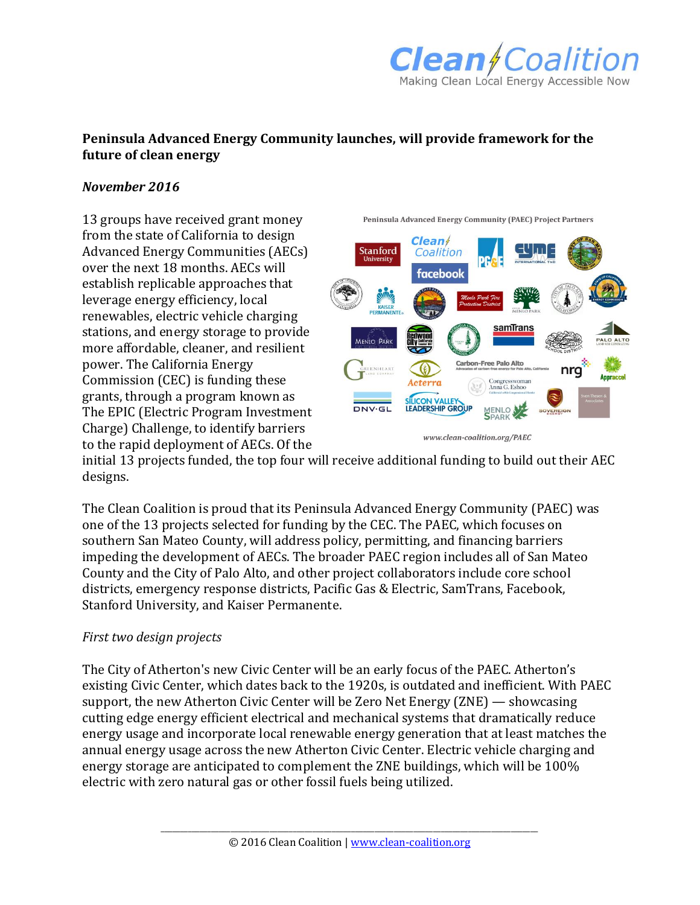**Peninsula Advanced Energy Community launches, will provide framework for the future of clean energy**

***November 2016***

13 groups have received grant money from the state of California to design Advanced Energy Communities (AECs) over the next 18 months. AECs will establish replicable approaches that leverage energy efficiency, local renewables, electric vehicle charging stations, and energy storage to provide more affordable, cleaner, and resilient power. The California Energy Commission (CEC) is funding these grants, through a program known as The EPIC (Electric Program Investment Charge) Challenge, to identify barriers to the rapid deployment of AECs. Of the initial 13 projects funded, the top four will receive additional funding to build out their AEC designs.

Peninsula Advanced Energy Community (PAEC) Project Partners

*www.clean-coalition.org/PAEC*

The Clean Coalition is proud that its Peninsula Advanced Energy Community (PAEC) was one of the 13 projects selected for funding by the CEC. The PAEC, which focuses on southern San Mateo County, will address policy, permitting, and financing barriers impeding the development of AECs. The broader PAEC region includes all of San Mateo County and the City of Palo Alto, and other project collaborators include core school districts, emergency response districts, Pacific Gas & Electric, SamTrans, Facebook, Stanford University, and Kaiser Permanente.

*First two design projects*

The City of Atherton's new Civic Center will be an early focus of the PAEC. Atherton's existing Civic Center, which dates back to the 1920s, is outdated and inefficient. With PAEC support, the new Atherton Civic Center will be Zero Net Energy (ZNE) — showcasing cutting edge energy efficient electrical and mechanical systems that dramatically reduce energy usage and incorporate local renewable energy generation that at least matches the annual energy usage across the new Atherton Civic Center. Electric vehicle charging and energy storage are anticipated to complement the ZNE buildings, which will be 100% electric with zero natural gas or other fossil fuels being utilized.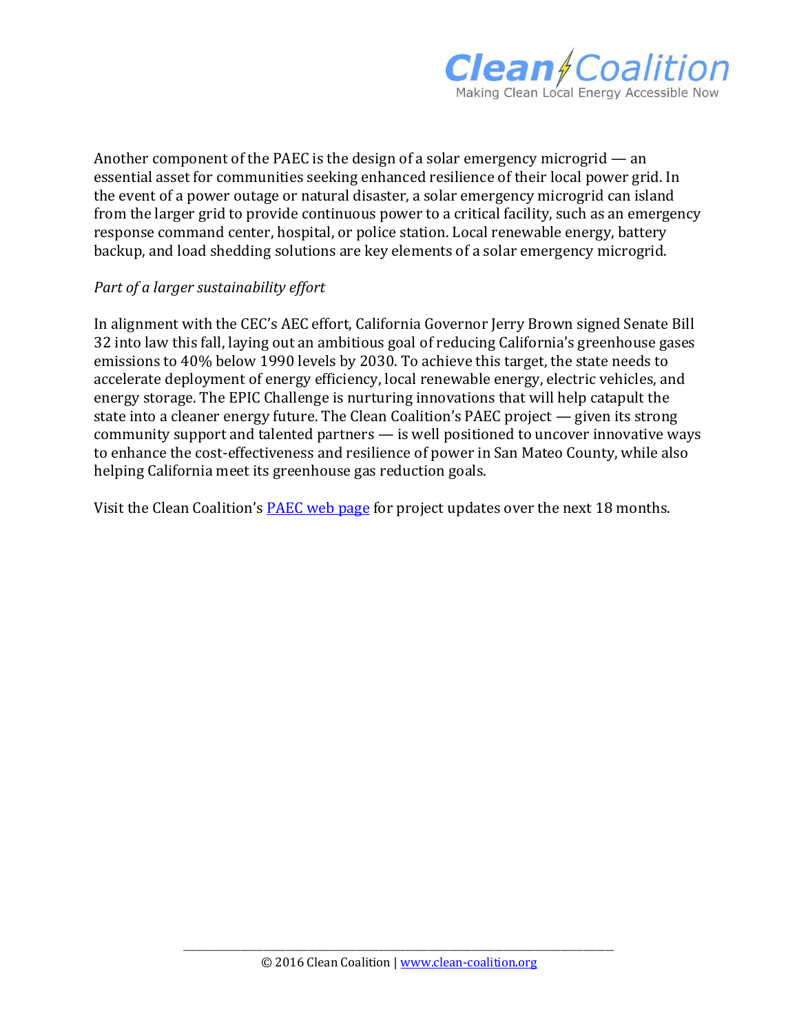Another component of the PAEC is the design of a solar emergency microgrid — an essential asset for communities seeking enhanced resilience of their local power grid. In the event of a power outage or natural disaster, a solar emergency microgrid can island from the larger grid to provide continuous power to a critical facility, such as an emergency response command center, hospital, or police station. Local renewable energy, battery backup, and load shedding solutions are key elements of a solar emergency microgrid.

*Part of a larger sustainability effort*

In alignment with the CEC's AEC effort, California Governor Jerry Brown signed Senate Bill 32 into law this fall, laying out an ambitious goal of reducing California's greenhouse gases emissions to 40% below 1990 levels by 2030. To achieve this target, the state needs to accelerate deployment of energy efficiency, local renewable energy, electric vehicles, and energy storage. The EPIC Challenge is nurturing innovations that will help catapult the state into a cleaner energy future. The Clean Coalition's PAEC project — given its strong community support and talented partners — is well positioned to uncover innovative ways to enhance the cost-effectiveness and resilience of power in San Mateo County, while also helping California meet its greenhouse gas reduction goals.

Visit the Clean Coalition's [PAEC web page](#) for project updates over the next 18 months.